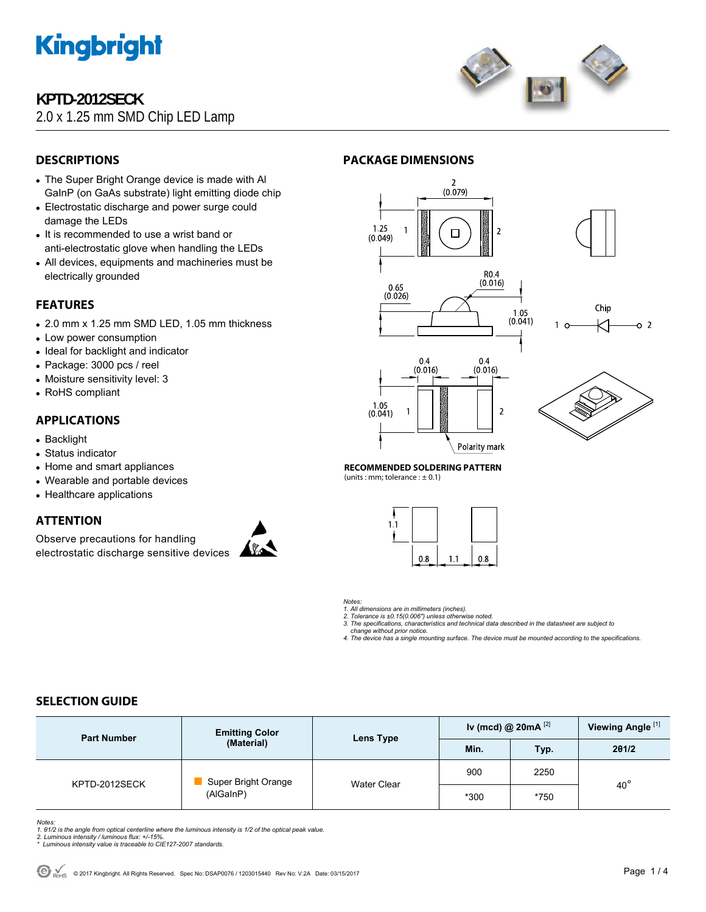# Kingbright

## KPTD-2012SECK

2.0 x 1.25 mm SMD Chip LED Lamp

## DESCRIPTIONS

- The Super Bright Orange device is made with Al GaInP (on GaAs substrate) light emitting diode chip
- Electrostatic discharge and power surge could damage the LEDs
- It is recommended to use a wrist band or anti-electrostatic glove when handling the LEDs
- All devices, equipments and machineries must be electrically grounded

## FEATURES

- 2.0 mm x 1.25 mm SMD LED, 1.05 mm thickness
- Low power consumption
- Ideal for backlight and indicator
- Package: 3000 pcs / reel
- Moisture sensitivity level: 3
- RoHS compliant

## APPLICATIONS

- Backlight
- Status indicator
- Home and smart appliances
- Wearable and portable devices
- Healthcare applications

## ATTENTION

Observe precautions for handling electrostatic discharge sensitive devices

## PACKAGE DIMENSIONS

2 (0.079)

1.25 (0.049)

R0.4 (0.016)

0.65 (0.026)

1.05 (0.041)

Chip

0.4 (0.016)

0.4 (0.016)

1.05 (0.041)

Polarity mark

**RECOMMENDED SOLDERING PATTERN**
(units : mm; tolerance : ± 0.1)

1.1

0.8 1.1 0.8

*Notes:*
*1. All dimensions are in millimeters (inches).*
*2. Tolerance is ±0.15(0.006") unless otherwise noted.*
*3. The specifications, characteristics and technical data described in the datasheet are subject to change without prior notice.*
*4. The device has a single mounting surface. The device must be mounted according to the specifications.*

## SELECTION GUIDE

| Part Number | Emitting Color (Material) | Lens Type | Iv (mcd) @ 20mA [2] | | Viewing Angle [1] |
|---|---|---|---|---|---|
| | | | Min. | Typ. | 2θ1/2 |
| KPTD-2012SECK | Super Bright Orange (AlGaInP) | Water Clear | 900 | 2250 | 40° |
| | | | *300 | *750 | |

*Notes:*
*1. θ1/2 is the angle from optical centerline where the luminous intensity is 1/2 of the optical peak value.*
*2. Luminous intensity / luminous flux: +/-15%.*
*\* Luminous intensity value is traceable to CIE127-2007 standards.*

© 2017 Kingbright. All Rights Reserved. Spec No: DSAP0076 / 1203015440 Rev No: V.2A Date: 03/15/2017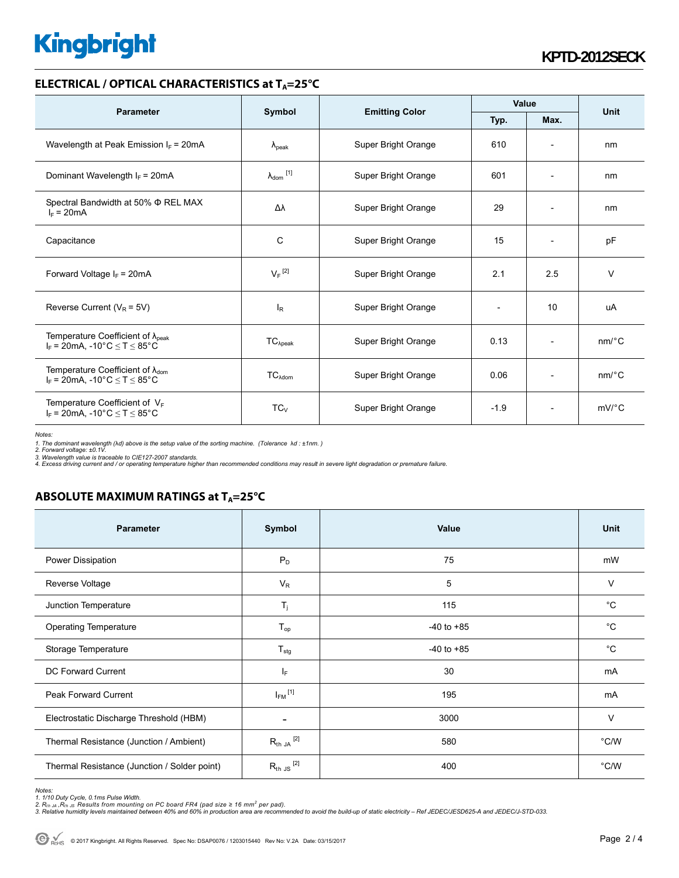## ELECTRICAL / OPTICAL CHARACTERISTICS at $T_A$=25°C

| Parameter | Symbol | Emitting Color | Value | | Unit |
|---|---|---|---|---|---|
| | | | Typ. | Max. | |
| Wavelength at Peak Emission $I_F$ = 20mA | $\lambda_{peak}$ | Super Bright Orange | 610 | - | nm |
| Dominant Wavelength $I_F$ = 20mA | $\lambda_{dom}$ [1] | Super Bright Orange | 601 | - | nm |
| Spectral Bandwidth at 50% Φ REL MAX $I_F$ = 20mA | Δλ | Super Bright Orange | 29 | - | nm |
| Capacitance | C | Super Bright Orange | 15 | - | pF |
| Forward Voltage $I_F$ = 20mA | $V_F$ [2] | Super Bright Orange | 2.1 | 2.5 | V |
| Reverse Current ($V_R$ = 5V) | $I_R$ | Super Bright Orange | - | 10 | uA |
| Temperature Coefficient of $\lambda_{peak}$ $I_F$ = 20mA, -10°C ≤ T ≤ 85°C | $TC_{\lambda peak}$ | Super Bright Orange | 0.13 | - | nm/°C |
| Temperature Coefficient of $\lambda_{dom}$ $I_F$ = 20mA, -10°C ≤ T ≤ 85°C | $TC_{\lambda dom}$ | Super Bright Orange | 0.06 | - | nm/°C |
| Temperature Coefficient of $V_F$ $I_F$ = 20mA, -10°C ≤ T ≤ 85°C | $TC_V$ | Super Bright Orange | -1.9 | - | mV/°C |

*Notes:*
*1. The dominant wavelength (λd) above is the setup value of the sorting machine. (Tolerance λd : ±1nm. )*
*2. Forward voltage: ±0.1V.*
*3. Wavelength value is traceable to CIE127-2007 standards.*
*4. Excess driving current and / or operating temperature higher than recommended conditions may result in severe light degradation or premature failure.*

## ABSOLUTE MAXIMUM RATINGS at $T_A$=25°C

| Parameter | Symbol | Value | Unit |
|---|---|---|---|
| Power Dissipation | $P_D$ | 75 | mW |
| Reverse Voltage | $V_R$ | 5 | V |
| Junction Temperature | $T_j$ | 115 | °C |
| Operating Temperature | $T_{op}$ | -40 to +85 | °C |
| Storage Temperature | $T_{stg}$ | -40 to +85 | °C |
| DC Forward Current | $I_F$ | 30 | mA |
| Peak Forward Current | $I_{FM}$ [1] | 195 | mA |
| Electrostatic Discharge Threshold (HBM) | - | 3000 | V |
| Thermal Resistance (Junction / Ambient) | $R_{th\ JA}$ [2] | 580 | °C/W |
| Thermal Resistance (Junction / Solder point) | $R_{th\ JS}$ [2] | 400 | °C/W |

*Notes:*
*1. 1/10 Duty Cycle, 0.1ms Pulse Width.*
*2. $R_{th\ JA}$ ,$R_{th\ JS}$ Results from mounting on PC board FR4 (pad size ≥ 16 $mm^2$ per pad).*
*3. Relative humidity levels maintained between 40% and 60% in production area are recommended to avoid the build-up of static electricity – Ref JEDEC/JESD625-A and JEDEC/J-STD-033.*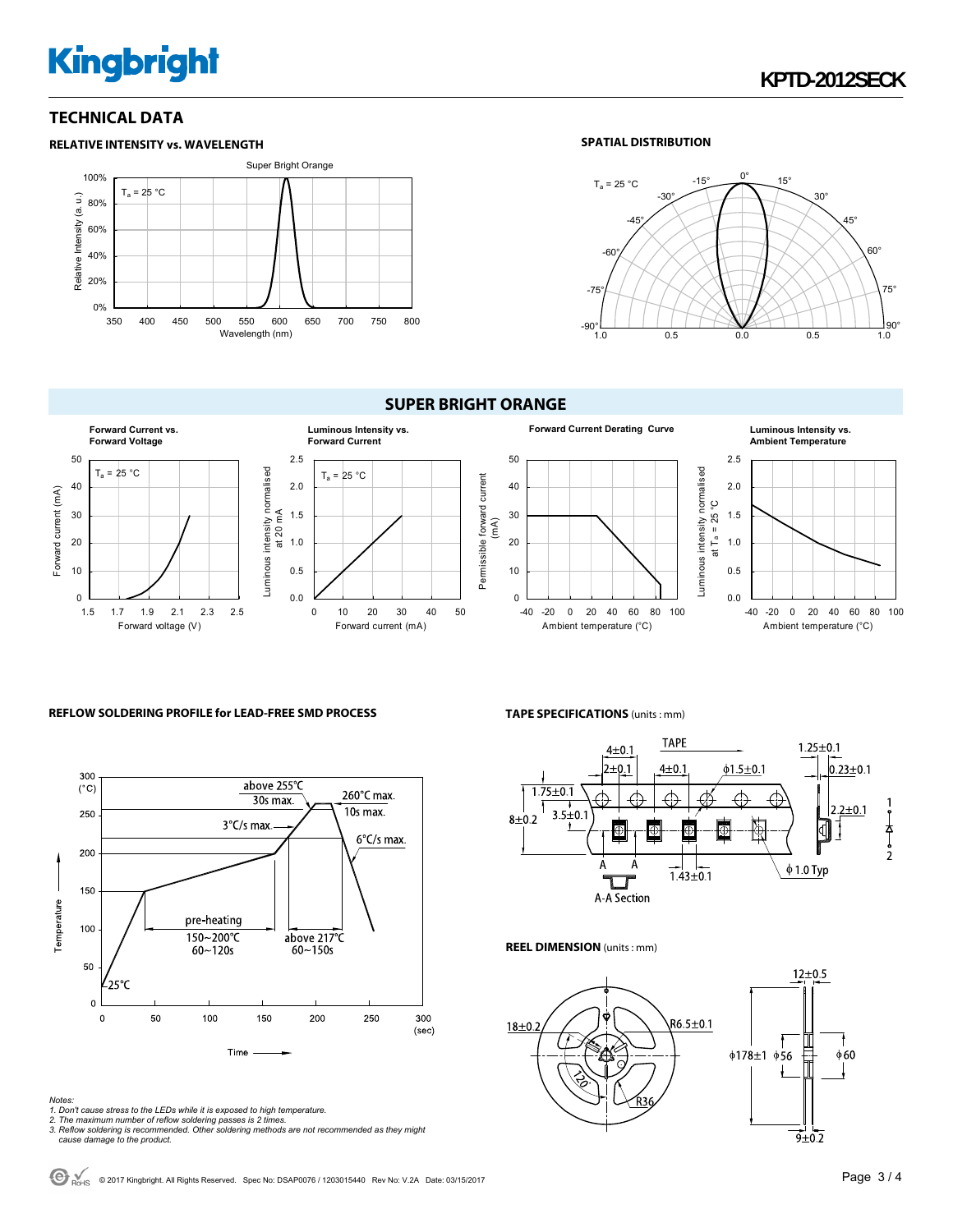# TECHNICAL DATA

### RELATIVE INTENSITY vs. WAVELENGTH

### SPATIAL DISTRIBUTION

## SUPER BRIGHT ORANGE

**Forward Current vs. Forward Voltage**

**Luminous Intensity vs. Forward Current**

**Forward Current Derating Curve**

**Luminous Intensity vs. Ambient Temperature**

### REFLOW SOLDERING PROFILE for LEAD-FREE SMD PROCESS

### TAPE SPECIFICATIONS (units : mm)

### REEL DIMENSION (units : mm)

*Notes:*
*1. Don't cause stress to the LEDs while it is exposed to high temperature.*
*2. The maximum number of reflow soldering passes is 2 times.*
*3. Reflow soldering is recommended. Other soldering methods are not recommended as they might cause damage to the product.*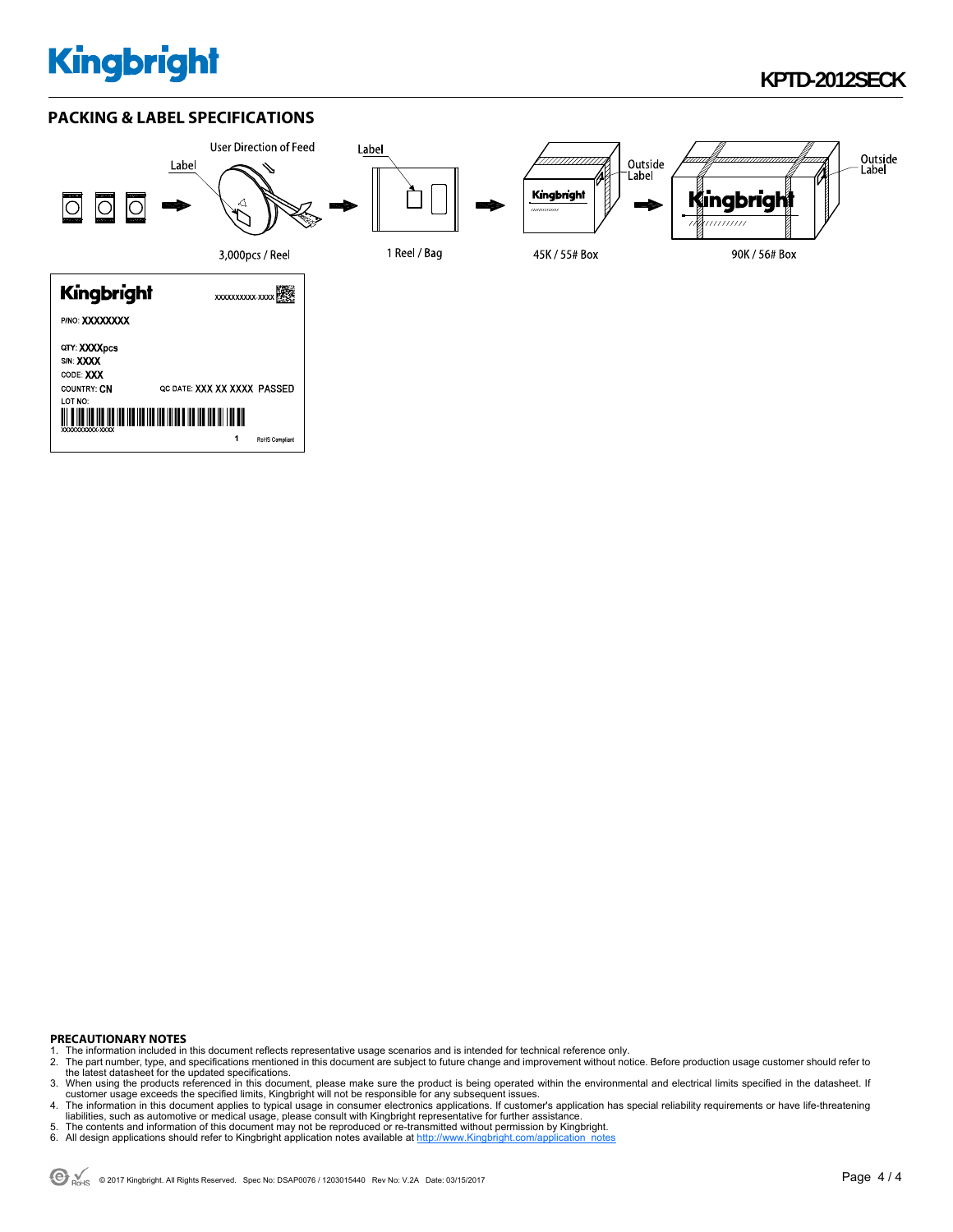## PACKING & LABEL SPECIFICATIONS

User Direction of Feed

Label

3,000pcs / Reel

Label

1 Reel / Bag

Outside Label

45K / 55# Box

Outside Label

90K / 56# Box

Kingbright

XXXXXXXXXX-XXXX

P/NO: XXXXXXXX

QTY: XXXXpcs

S/N: XXXX

CODE: XXX

COUNTRY: CN

QC DATE: XXX XX XXXX PASSED

LOT NO:

XXXXXXXXXX-XXXX

1

RoHS Compliant

### PRECAUTIONARY NOTES

1. The information included in this document reflects representative usage scenarios and is intended for technical reference only.
2. The part number, type, and specifications mentioned in this document are subject to future change and improvement without notice. Before production usage customer should refer to the latest datasheet for the updated specifications.
3. When using the products referenced in this document, please make sure the product is being operated within the environmental and electrical limits specified in the datasheet. If customer usage exceeds the specified limits, Kingbright will not be responsible for any subsequent issues.
4. The information in this document applies to typical usage in consumer electronics applications. If customer's application has special reliability requirements or have life-threatening liabilities, such as automotive or medical usage, please consult with Kingbright representative for further assistance.
5. The contents and information of this document may not be reproduced or re-transmitted without permission by Kingbright.
6. All design applications should refer to Kingbright application notes available at http://www.Kingbright.com/application_notes

© 2017 Kingbright. All Rights Reserved. Spec No: DSAP0076 / 1203015440 Rev No: V.2A Date: 03/15/2017